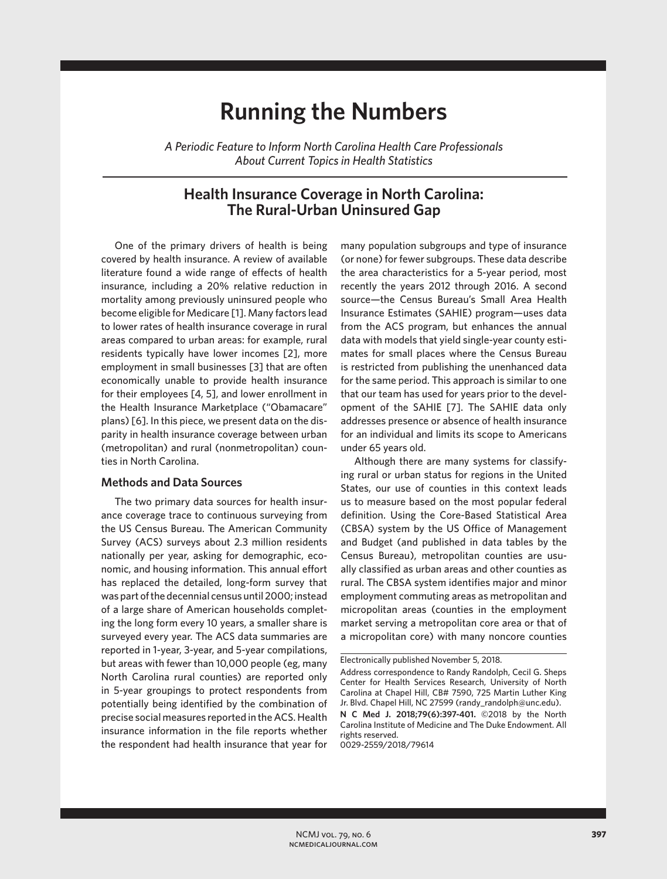# Running the Numbers

*A Periodic Feature to Inform North Carolina Health Care Professionals About Current Topics in Health Statistics*

## Health Insurance Coverage in North Carolina: The Rural-Urban Uninsured Gap

One of the primary drivers of health is being covered by health insurance. A review of available literature found a wide range of effects of health insurance, including a 20% relative reduction in mortality among previously uninsured people who become eligible for Medicare [1]. Many factors lead to lower rates of health insurance coverage in rural areas compared to urban areas: for example, rural residents typically have lower incomes [2], more employment in small businesses [3] that are often economically unable to provide health insurance for their employees [4, 5], and lower enrollment in the Health Insurance Marketplace ("Obamacare" plans) [6]. In this piece, we present data on the disparity in health insurance coverage between urban (metropolitan) and rural (nonmetropolitan) counties in North Carolina.

### Methods and Data Sources

The two primary data sources for health insurance coverage trace to continuous surveying from the US Census Bureau. The American Community Survey (ACS) surveys about 2.3 million residents nationally per year, asking for demographic, economic, and housing information. This annual effort has replaced the detailed, long-form survey that was part of the decennial census until 2000; instead of a large share of American households completing the long form every 10 years, a smaller share is surveyed every year. The ACS data summaries are reported in 1-year, 3-year, and 5-year compilations, but areas with fewer than 10,000 people (eg, many North Carolina rural counties) are reported only in 5-year groupings to protect respondents from potentially being identified by the combination of precise social measures reported in the ACS. Health insurance information in the file reports whether the respondent had health insurance that year for many population subgroups and type of insurance (or none) for fewer subgroups. These data describe the area characteristics for a 5-year period, most recently the years 2012 through 2016. A second source—the Census Bureau's Small Area Health Insurance Estimates (SAHIE) program—uses data from the ACS program, but enhances the annual data with models that yield single-year county estimates for small places where the Census Bureau is restricted from publishing the unenhanced data for the same period. This approach is similar to one that our team has used for years prior to the development of the SAHIE [7]. The SAHIE data only addresses presence or absence of health insurance for an individual and limits its scope to Americans under 65 years old.

Although there are many systems for classifying rural or urban status for regions in the United States, our use of counties in this context leads us to measure based on the most popular federal definition. Using the Core-Based Statistical Area (CBSA) system by the US Office of Management and Budget (and published in data tables by the Census Bureau), metropolitan counties are usually classified as urban areas and other counties as rural. The CBSA system identifies major and minor employment commuting areas as metropolitan and micropolitan areas (counties in the employment market serving a metropolitan core area or that of a micropolitan core) with many noncore counties

Electronically published November 5, 2018.

Address correspondence to Randy Randolph, Cecil G. Sheps Center for Health Services Research, University of North Carolina at Chapel Hill, CB# 7590, 725 Martin Luther King Jr. Blvd. Chapel Hill, NC 27599 (randy_randolph@unc.edu).

**N C Med J. 2018;79(6):397-401.** ©2018 by the North Carolina Institute of Medicine and The Duke Endowment. All rights reserved.

0029-2559/2018/79614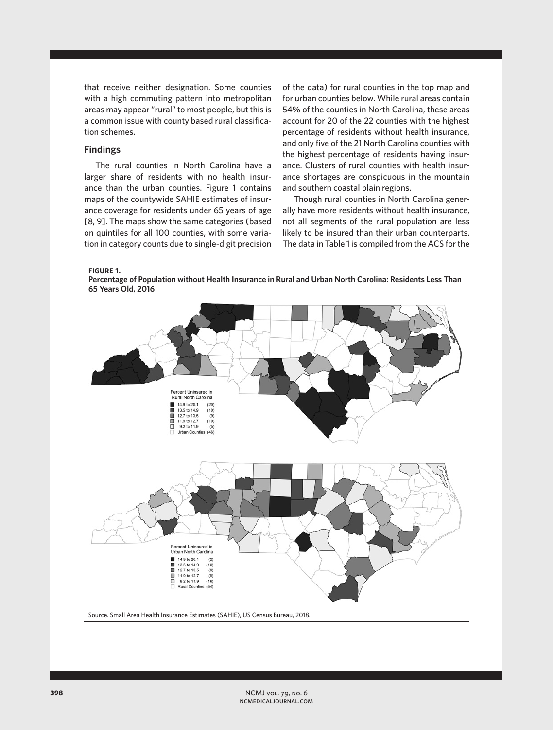that receive neither designation. Some counties with a high commuting pattern into metropolitan areas may appear "rural" to most people, but this is a common issue with county based rural classification schemes.

## Findings

The rural counties in North Carolina have a larger share of residents with no health insurance than the urban counties. Figure 1 contains maps of the countywide SAHIE estimates of insurance coverage for residents under 65 years of age [8, 9]. The maps show the same categories (based on quintiles for all 100 counties, with some variation in category counts due to single-digit precision of the data) for rural counties in the top map and for urban counties below. While rural areas contain 54% of the counties in North Carolina, these areas account for 20 of the 22 counties with the highest percentage of residents without health insurance, and only five of the 21 North Carolina counties with the highest percentage of residents having insurance. Clusters of rural counties with health insurance shortages are conspicuous in the mountain and southern coastal plain regions.

Though rural counties in North Carolina generally have more residents without health insurance, not all segments of the rural population are less likely to be insured than their urban counterparts. The data in Table 1 is compiled from the ACS for the

**FIGURE 1.**
**Percentage of Population without Health Insurance in Rural and Urban North Carolina: Residents Less Than 65 Years Old, 2016**

Percent Uninsured in Rural North Carolina

| Range | Count |
|---|---|
| 14.9 to 20.1 | (20) |
| 13.5 to 14.9 | (10) |
| 12.7 to 13.5 | (9) |
| 11.9 to 12.7 | (10) |
| 9.2 to 11.9 | (5) |
| Urban Counties | (46) |

Percent Uninsured in Urban North Carolina

| Range | Count |
|---|---|
| 14.9 to 20.1 | (2) |
| 13.5 to 14.9 | (10) |
| 12.7 to 13.5 | (6) |
| 11.9 to 12.7 | (6) |
| 9.2 to 11.9 | (16) |
| Rural Counties | (54) |

Source. Small Area Health Insurance Estimates (SAHIE), US Census Bureau, 2018.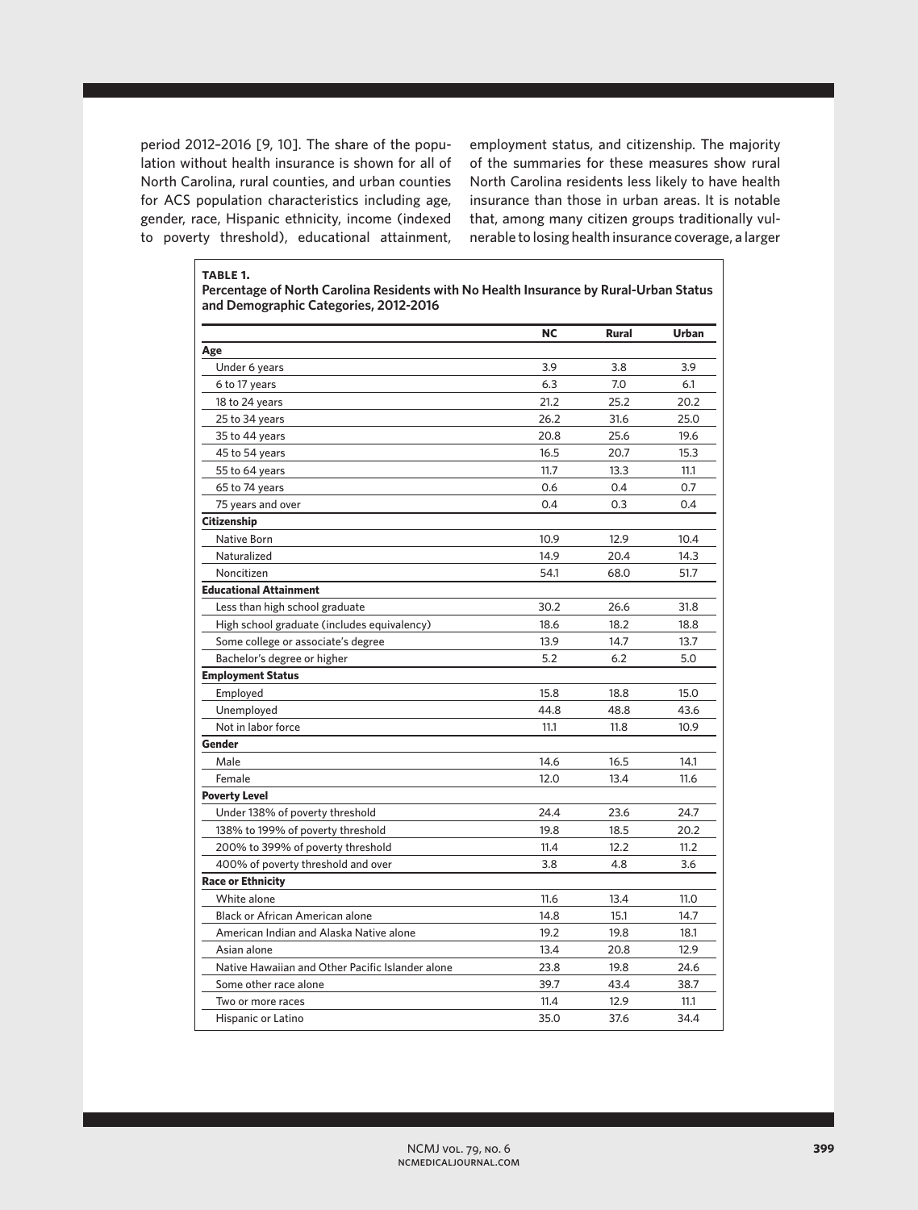period 2012–2016 [9, 10]. The share of the population without health insurance is shown for all of North Carolina, rural counties, and urban counties for ACS population characteristics including age, gender, race, Hispanic ethnicity, income (indexed to poverty threshold), educational attainment, employment status, and citizenship. The majority of the summaries for these measures show rural North Carolina residents less likely to have health insurance than those in urban areas. It is notable that, among many citizen groups traditionally vulnerable to losing health insurance coverage, a larger

**TABLE 1.**
**Percentage of North Carolina Residents with No Health Insurance by Rural-Urban Status and Demographic Categories, 2012-2016**

| | NC | Rural | Urban |
|---|---|---|---|
| **Age** | | | |
| Under 6 years | 3.9 | 3.8 | 3.9 |
| 6 to 17 years | 6.3 | 7.0 | 6.1 |
| 18 to 24 years | 21.2 | 25.2 | 20.2 |
| 25 to 34 years | 26.2 | 31.6 | 25.0 |
| 35 to 44 years | 20.8 | 25.6 | 19.6 |
| 45 to 54 years | 16.5 | 20.7 | 15.3 |
| 55 to 64 years | 11.7 | 13.3 | 11.1 |
| 65 to 74 years | 0.6 | 0.4 | 0.7 |
| 75 years and over | 0.4 | 0.3 | 0.4 |
| **Citizenship** | | | |
| Native Born | 10.9 | 12.9 | 10.4 |
| Naturalized | 14.9 | 20.4 | 14.3 |
| Noncitizen | 54.1 | 68.0 | 51.7 |
| **Educational Attainment** | | | |
| Less than high school graduate | 30.2 | 26.6 | 31.8 |
| High school graduate (includes equivalency) | 18.6 | 18.2 | 18.8 |
| Some college or associate's degree | 13.9 | 14.7 | 13.7 |
| Bachelor's degree or higher | 5.2 | 6.2 | 5.0 |
| **Employment Status** | | | |
| Employed | 15.8 | 18.8 | 15.0 |
| Unemployed | 44.8 | 48.8 | 43.6 |
| Not in labor force | 11.1 | 11.8 | 10.9 |
| **Gender** | | | |
| Male | 14.6 | 16.5 | 14.1 |
| Female | 12.0 | 13.4 | 11.6 |
| **Poverty Level** | | | |
| Under 138% of poverty threshold | 24.4 | 23.6 | 24.7 |
| 138% to 199% of poverty threshold | 19.8 | 18.5 | 20.2 |
| 200% to 399% of poverty threshold | 11.4 | 12.2 | 11.2 |
| 400% of poverty threshold and over | 3.8 | 4.8 | 3.6 |
| **Race or Ethnicity** | | | |
| White alone | 11.6 | 13.4 | 11.0 |
| Black or African American alone | 14.8 | 15.1 | 14.7 |
| American Indian and Alaska Native alone | 19.2 | 19.8 | 18.1 |
| Asian alone | 13.4 | 20.8 | 12.9 |
| Native Hawaiian and Other Pacific Islander alone | 23.8 | 19.8 | 24.6 |
| Some other race alone | 39.7 | 43.4 | 38.7 |
| Two or more races | 11.4 | 12.9 | 11.1 |
| Hispanic or Latino | 35.0 | 37.6 | 34.4 |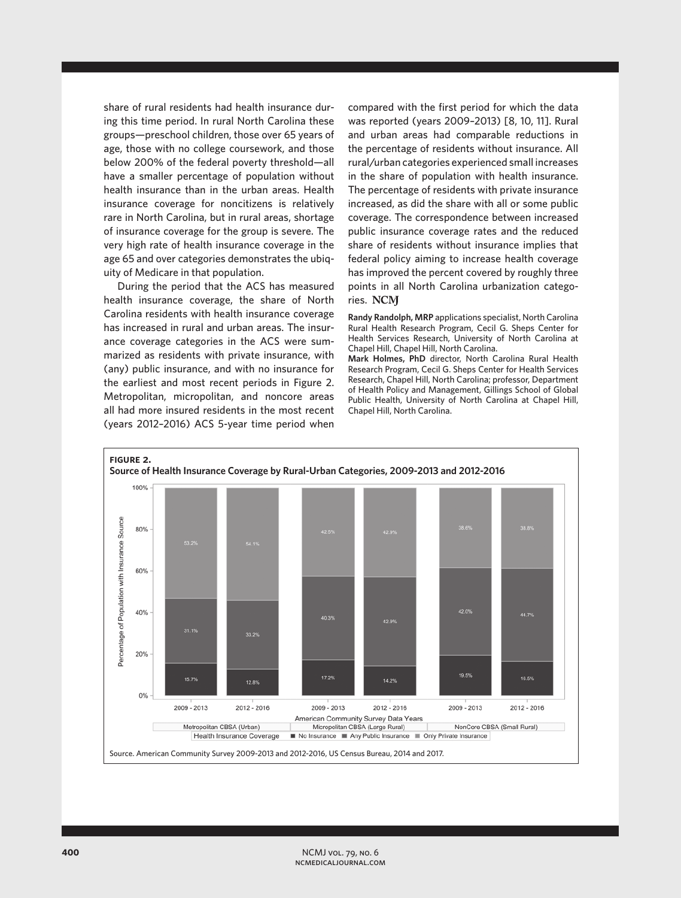share of rural residents had health insurance during this time period. In rural North Carolina these groups—preschool children, those over 65 years of age, those with no college coursework, and those below 200% of the federal poverty threshold—all have a smaller percentage of population without health insurance than in the urban areas. Health insurance coverage for noncitizens is relatively rare in North Carolina, but in rural areas, shortage of insurance coverage for the group is severe. The very high rate of health insurance coverage in the age 65 and over categories demonstrates the ubiquity of Medicare in that population.

During the period that the ACS has measured health insurance coverage, the share of North Carolina residents with health insurance coverage has increased in rural and urban areas. The insurance coverage categories in the ACS were summarized as residents with private insurance, with (any) public insurance, and with no insurance for the earliest and most recent periods in Figure 2. Metropolitan, micropolitan, and noncore areas all had more insured residents in the most recent (years 2012–2016) ACS 5-year time period when compared with the first period for which the data was reported (years 2009–2013) [8, 10, 11]. Rural and urban areas had comparable reductions in the percentage of residents without insurance. All rural/urban categories experienced small increases in the share of population with health insurance. The percentage of residents with private insurance increased, as did the share with all or some public coverage. The correspondence between increased public insurance coverage rates and the reduced share of residents without insurance implies that federal policy aiming to increase health coverage has improved the percent covered by roughly three points in all North Carolina urbanization categories. NCMJ

**Randy Randolph, MRP** applications specialist, North Carolina Rural Health Research Program, Cecil G. Sheps Center for Health Services Research, University of North Carolina at Chapel Hill, Chapel Hill, North Carolina.

**Mark Holmes, PhD** director, North Carolina Rural Health Research Program, Cecil G. Sheps Center for Health Services Research, Chapel Hill, North Carolina; professor, Department of Health Policy and Management, Gillings School of Global Public Health, University of North Carolina at Chapel Hill, Chapel Hill, North Carolina.

**FIGURE 2.**
**Source of Health Insurance Coverage by Rural-Urban Categories, 2009-2013 and 2012-2016**

| Category | Years | No Insurance | Any Public Insurance | Only Private Insurance |
|---|---|---|---|---|
| Metropolitan CBSA (Urban) | 2009 - 2013 | 15.7% | 31.1% | 53.2% |
| Metropolitan CBSA (Urban) | 2012 - 2016 | 12.8% | 33.2% | 54.1% |
| Micropolitan CBSA (Large Rural) | 2009 - 2013 | 17.2% | 40.3% | 42.5% |
| Micropolitan CBSA (Large Rural) | 2012 - 2016 | 14.2% | 42.9% | 42.9% |
| NonCore CBSA (Small Rural) | 2009 - 2013 | 19.5% | 42.0% | 38.6% |
| NonCore CBSA (Small Rural) | 2012 - 2016 | 16.5% | 44.7% | 38.8% |

Source. American Community Survey 2009-2013 and 2012-2016, US Census Bureau, 2014 and 2017.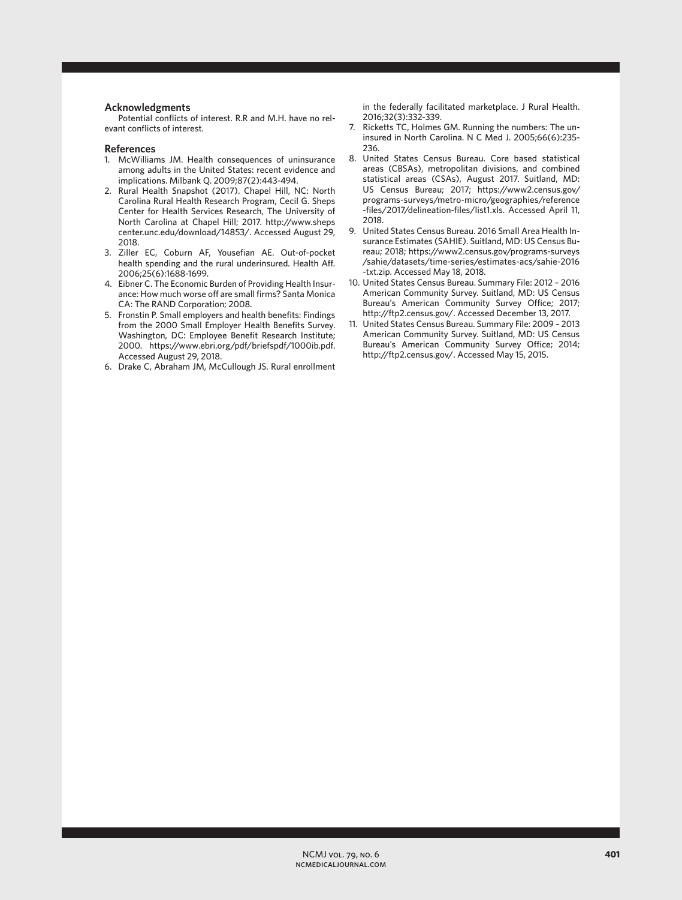### Acknowledgments

Potential conflicts of interest. R.R and M.H. have no relevant conflicts of interest.

### References

1. McWilliams JM. Health consequences of uninsurance among adults in the United States: recent evidence and implications. Milbank Q. 2009;87(2):443-494.
2. Rural Health Snapshot (2017). Chapel Hill, NC: North Carolina Rural Health Research Program, Cecil G. Sheps Center for Health Services Research, The University of North Carolina at Chapel Hill; 2017. http://www.shepscenter.unc.edu/download/14853/. Accessed August 29, 2018.
3. Ziller EC, Coburn AF, Yousefian AE. Out-of-pocket health spending and the rural underinsured. Health Aff. 2006;25(6):1688-1699.
4. Eibner C. The Economic Burden of Providing Health Insurance: How much worse off are small firms? Santa Monica CA: The RAND Corporation; 2008.
5. Fronstin P. Small employers and health benefits: Findings from the 2000 Small Employer Health Benefits Survey. Washington, DC: Employee Benefit Research Institute; 2000. https://www.ebri.org/pdf/briefspdf/1000ib.pdf. Accessed August 29, 2018.
6. Drake C, Abraham JM, McCullough JS. Rural enrollment in the federally facilitated marketplace. J Rural Health. 2016;32(3):332-339.
7. Ricketts TC, Holmes GM. Running the numbers: The uninsured in North Carolina. N C Med J. 2005;66(6):235-236.
8. United States Census Bureau. Core based statistical areas (CBSAs), metropolitan divisions, and combined statistical areas (CSAs), August 2017. Suitland, MD: US Census Bureau; 2017; https://www2.census.gov/programs-surveys/metro-micro/geographies/reference-files/2017/delineation-files/list1.xls. Accessed April 11, 2018.
9. United States Census Bureau. 2016 Small Area Health Insurance Estimates (SAHIE). Suitland, MD: US Census Bureau; 2018; https://www2.census.gov/programs-surveys/sahie/datasets/time-series/estimates-acs/sahie-2016-txt.zip. Accessed May 18, 2018.
10. United States Census Bureau. Summary File: 2012 – 2016 American Community Survey. Suitland, MD: US Census Bureau's American Community Survey Office; 2017; http://ftp2.census.gov/. Accessed December 13, 2017.
11. United States Census Bureau. Summary File: 2009 – 2013 American Community Survey. Suitland, MD: US Census Bureau's American Community Survey Office; 2014; http://ftp2.census.gov/. Accessed May 15, 2015.